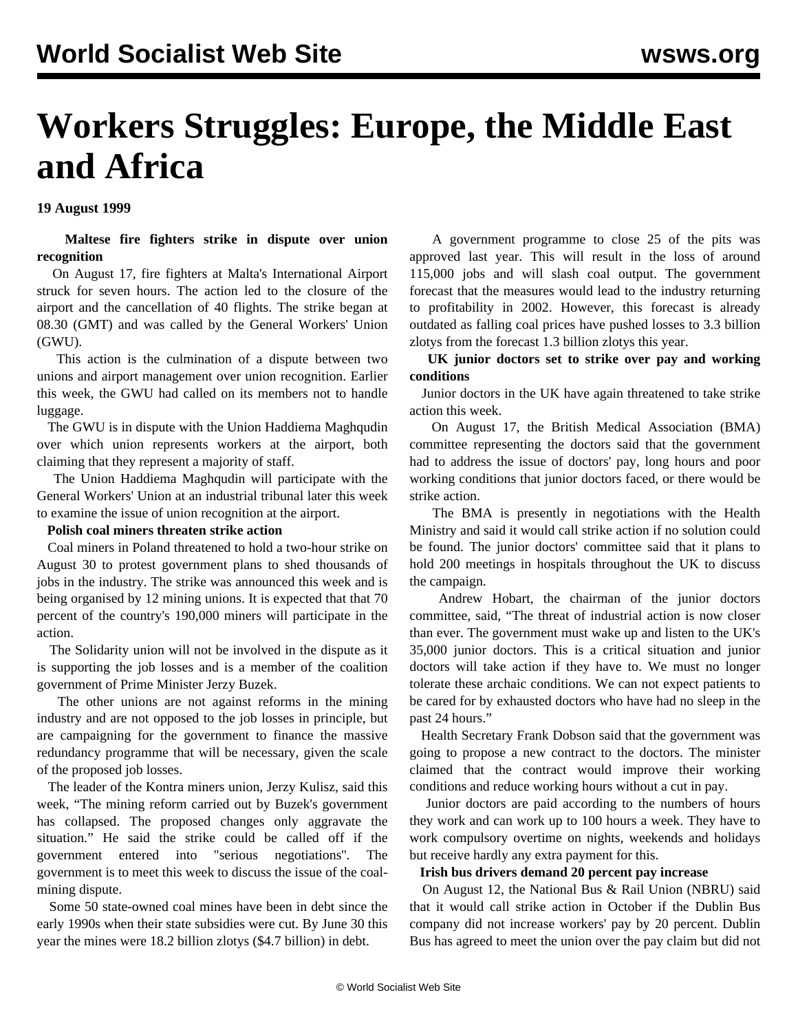# Workers Struggles: Europe, the Middle East and Africa

**19 August 1999**

**Maltese fire fighters strike in dispute over union recognition**

On August 17, fire fighters at Malta's International Airport struck for seven hours. The action led to the closure of the airport and the cancellation of 40 flights. The strike began at 08.30 (GMT) and was called by the General Workers' Union (GWU).

This action is the culmination of a dispute between two unions and airport management over union recognition. Earlier this week, the GWU had called on its members not to handle luggage.

The GWU is in dispute with the Union Haddiema Maghqudin over which union represents workers at the airport, both claiming that they represent a majority of staff.

The Union Haddiema Maghqudin will participate with the General Workers' Union at an industrial tribunal later this week to examine the issue of union recognition at the airport.

**Polish coal miners threaten strike action**

Coal miners in Poland threatened to hold a two-hour strike on August 30 to protest government plans to shed thousands of jobs in the industry. The strike was announced this week and is being organised by 12 mining unions. It is expected that that 70 percent of the country's 190,000 miners will participate in the action.

The Solidarity union will not be involved in the dispute as it is supporting the job losses and is a member of the coalition government of Prime Minister Jerzy Buzek.

The other unions are not against reforms in the mining industry and are not opposed to the job losses in principle, but are campaigning for the government to finance the massive redundancy programme that will be necessary, given the scale of the proposed job losses.

The leader of the Kontra miners union, Jerzy Kulisz, said this week, “The mining reform carried out by Buzek's government has collapsed. The proposed changes only aggravate the situation.” He said the strike could be called off if the government entered into "serious negotiations". The government is to meet this week to discuss the issue of the coal-mining dispute.

Some 50 state-owned coal mines have been in debt since the early 1990s when their state subsidies were cut. By June 30 this year the mines were 18.2 billion zlotys ($4.7 billion) in debt.

A government programme to close 25 of the pits was approved last year. This will result in the loss of around 115,000 jobs and will slash coal output. The government forecast that the measures would lead to the industry returning to profitability in 2002. However, this forecast is already outdated as falling coal prices have pushed losses to 3.3 billion zlotys from the forecast 1.3 billion zlotys this year.

**UK junior doctors set to strike over pay and working conditions**

Junior doctors in the UK have again threatened to take strike action this week.

On August 17, the British Medical Association (BMA) committee representing the doctors said that the government had to address the issue of doctors' pay, long hours and poor working conditions that junior doctors faced, or there would be strike action.

The BMA is presently in negotiations with the Health Ministry and said it would call strike action if no solution could be found. The junior doctors' committee said that it plans to hold 200 meetings in hospitals throughout the UK to discuss the campaign.

Andrew Hobart, the chairman of the junior doctors committee, said, “The threat of industrial action is now closer than ever. The government must wake up and listen to the UK's 35,000 junior doctors. This is a critical situation and junior doctors will take action if they have to. We must no longer tolerate these archaic conditions. We can not expect patients to be cared for by exhausted doctors who have had no sleep in the past 24 hours.”

Health Secretary Frank Dobson said that the government was going to propose a new contract to the doctors. The minister claimed that the contract would improve their working conditions and reduce working hours without a cut in pay.

Junior doctors are paid according to the numbers of hours they work and can work up to 100 hours a week. They have to work compulsory overtime on nights, weekends and holidays but receive hardly any extra payment for this.

**Irish bus drivers demand 20 percent pay increase**

On August 12, the National Bus & Rail Union (NBRU) said that it would call strike action in October if the Dublin Bus company did not increase workers' pay by 20 percent. Dublin Bus has agreed to meet the union over the pay claim but did not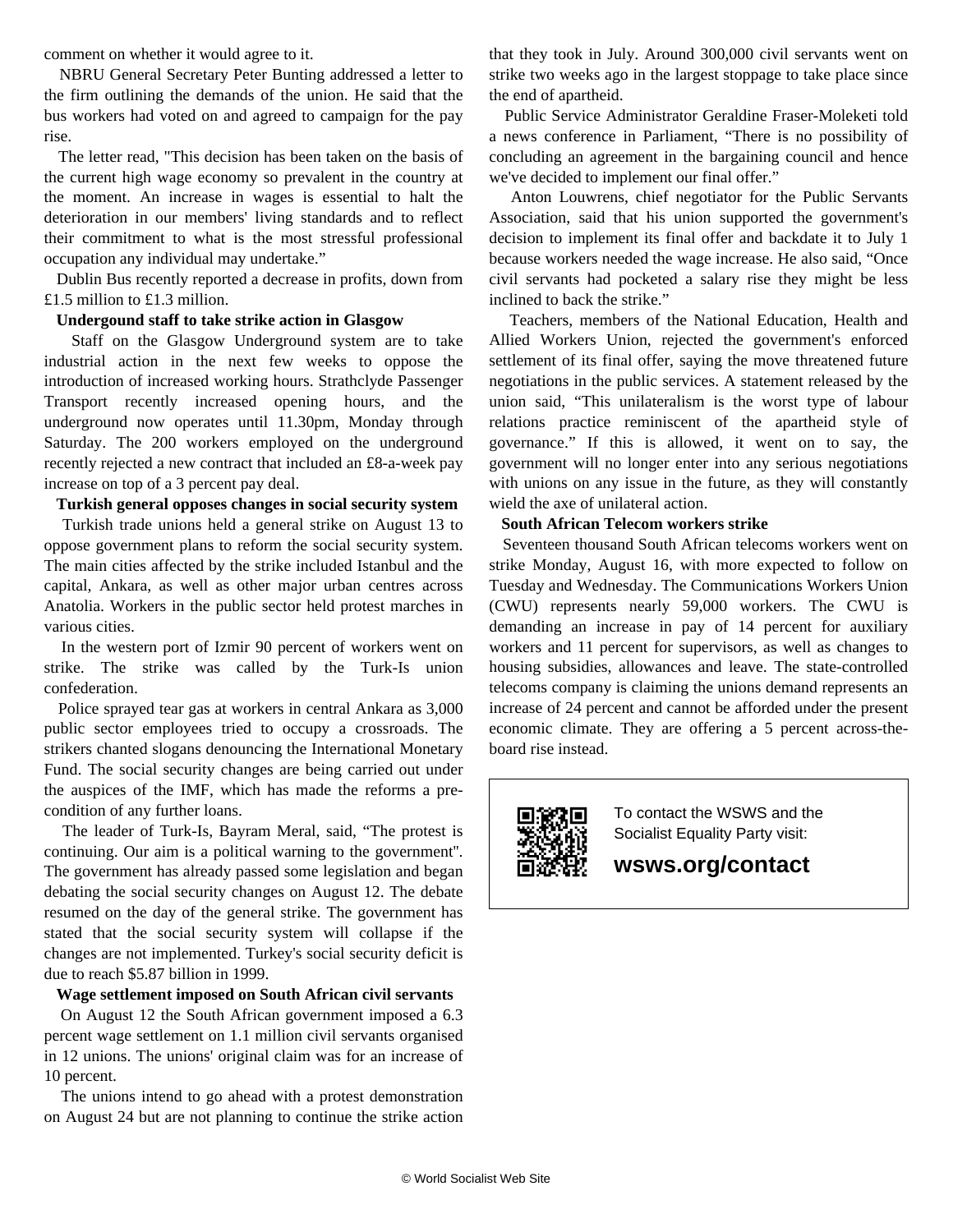comment on whether it would agree to it.

NBRU General Secretary Peter Bunting addressed a letter to the firm outlining the demands of the union. He said that the bus workers had voted on and agreed to campaign for the pay rise.

The letter read, "This decision has been taken on the basis of the current high wage economy so prevalent in the country at the moment. An increase in wages is essential to halt the deterioration in our members' living standards and to reflect their commitment to what is the most stressful professional occupation any individual may undertake."

Dublin Bus recently reported a decrease in profits, down from £1.5 million to £1.3 million.

**Undergound staff to take strike action in Glasgow**

Staff on the Glasgow Underground system are to take industrial action in the next few weeks to oppose the introduction of increased working hours. Strathclyde Passenger Transport recently increased opening hours, and the underground now operates until 11.30pm, Monday through Saturday. The 200 workers employed on the underground recently rejected a new contract that included an £8-a-week pay increase on top of a 3 percent pay deal.

**Turkish general opposes changes in social security system**

Turkish trade unions held a general strike on August 13 to oppose government plans to reform the social security system. The main cities affected by the strike included Istanbul and the capital, Ankara, as well as other major urban centres across Anatolia. Workers in the public sector held protest marches in various cities.

In the western port of Izmir 90 percent of workers went on strike. The strike was called by the Turk-Is union confederation.

Police sprayed tear gas at workers in central Ankara as 3,000 public sector employees tried to occupy a crossroads. The strikers chanted slogans denouncing the International Monetary Fund. The social security changes are being carried out under the auspices of the IMF, which has made the reforms a pre-condition of any further loans.

The leader of Turk-Is, Bayram Meral, said, "The protest is continuing. Our aim is a political warning to the government". The government has already passed some legislation and began debating the social security changes on August 12. The debate resumed on the day of the general strike. The government has stated that the social security system will collapse if the changes are not implemented. Turkey's social security deficit is due to reach $5.87 billion in 1999.

**Wage settlement imposed on South African civil servants**

On August 12 the South African government imposed a 6.3 percent wage settlement on 1.1 million civil servants organised in 12 unions. The unions' original claim was for an increase of 10 percent.

The unions intend to go ahead with a protest demonstration on August 24 but are not planning to continue the strike action that they took in July. Around 300,000 civil servants went on strike two weeks ago in the largest stoppage to take place since the end of apartheid.

Public Service Administrator Geraldine Fraser-Moleketi told a news conference in Parliament, "There is no possibility of concluding an agreement in the bargaining council and hence we've decided to implement our final offer."

Anton Louwrens, chief negotiator for the Public Servants Association, said that his union supported the government's decision to implement its final offer and backdate it to July 1 because workers needed the wage increase. He also said, "Once civil servants had pocketed a salary rise they might be less inclined to back the strike."

Teachers, members of the National Education, Health and Allied Workers Union, rejected the government's enforced settlement of its final offer, saying the move threatened future negotiations in the public services. A statement released by the union said, "This unilateralism is the worst type of labour relations practice reminiscent of the apartheid style of governance." If this is allowed, it went on to say, the government will no longer enter into any serious negotiations with unions on any issue in the future, as they will constantly wield the axe of unilateral action.

**South African Telecom workers strike**

Seventeen thousand South African telecoms workers went on strike Monday, August 16, with more expected to follow on Tuesday and Wednesday. The Communications Workers Union (CWU) represents nearly 59,000 workers. The CWU is demanding an increase in pay of 14 percent for auxiliary workers and 11 percent for supervisors, as well as changes to housing subsidies, allowances and leave. The state-controlled telecoms company is claiming the unions demand represents an increase of 24 percent and cannot be afforded under the present economic climate. They are offering a 5 percent across-the-board rise instead.

To contact the WSWS and the Socialist Equality Party visit:

**wsws.org/contact**